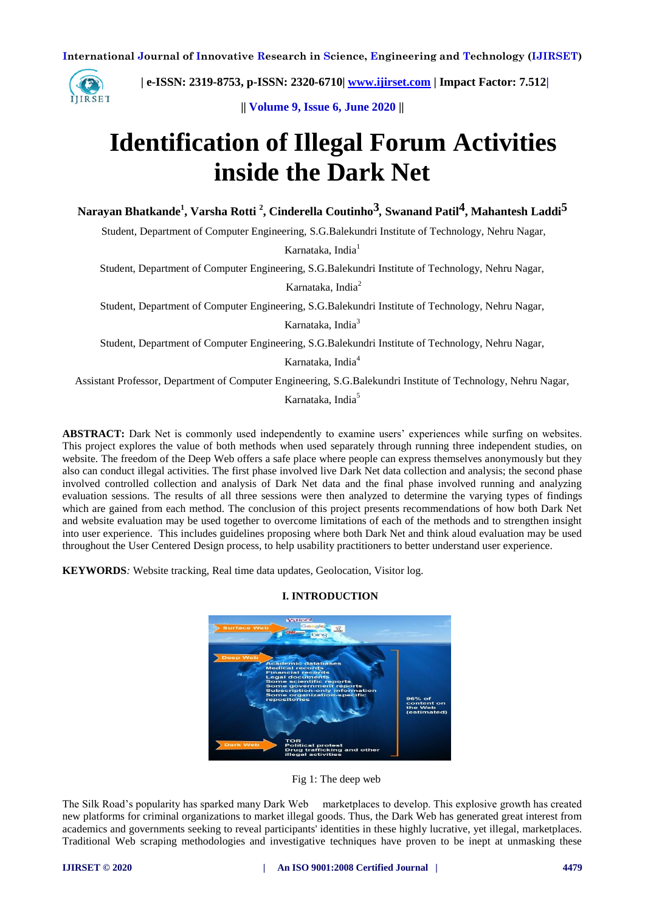# Identification of Illegal Forum Activities inside the Dark Net

**Narayan Bhatkande[1], Varsha Rotti [2], Cinderella Coutinho[3], Swanand Patil[4], Mahantesh Laddi[5]**

Student, Department of Computer Engineering, S.G.Balekundri Institute of Technology, Nehru Nagar, Karnataka, India[1]

Student, Department of Computer Engineering, S.G.Balekundri Institute of Technology, Nehru Nagar, Karnataka, India[2]

Student, Department of Computer Engineering, S.G.Balekundri Institute of Technology, Nehru Nagar, Karnataka, India[3]

Student, Department of Computer Engineering, S.G.Balekundri Institute of Technology, Nehru Nagar, Karnataka, India[4]

Assistant Professor, Department of Computer Engineering, S.G.Balekundri Institute of Technology, Nehru Nagar, Karnataka, India[5]

**ABSTRACT:** Dark Net is commonly used independently to examine users' experiences while surfing on websites. This project explores the value of both methods when used separately through running three independent studies, on website. The freedom of the Deep Web offers a safe place where people can express themselves anonymously but they also can conduct illegal activities. The first phase involved live Dark Net data collection and analysis; the second phase involved controlled collection and analysis of Dark Net data and the final phase involved running and analyzing evaluation sessions. The results of all three sessions were then analyzed to determine the varying types of findings which are gained from each method. The conclusion of this project presents recommendations of how both Dark Net and website evaluation may be used together to overcome limitations of each of the methods and to strengthen insight into user experience. This includes guidelines proposing where both Dark Net and think aloud evaluation may be used throughout the User Centered Design process, to help usability practitioners to better understand user experience.

**KEYWORDS***:* Website tracking, Real time data updates, Geolocation, Visitor log.

## I. INTRODUCTION

Fig 1: The deep web

The Silk Road's popularity has sparked many Dark Web marketplaces to develop. This explosive growth has created new platforms for criminal organizations to market illegal goods. Thus, the Dark Web has generated great interest from academics and governments seeking to reveal participants' identities in these highly lucrative, yet illegal, marketplaces. Traditional Web scraping methodologies and investigative techniques have proven to be inept at unmasking these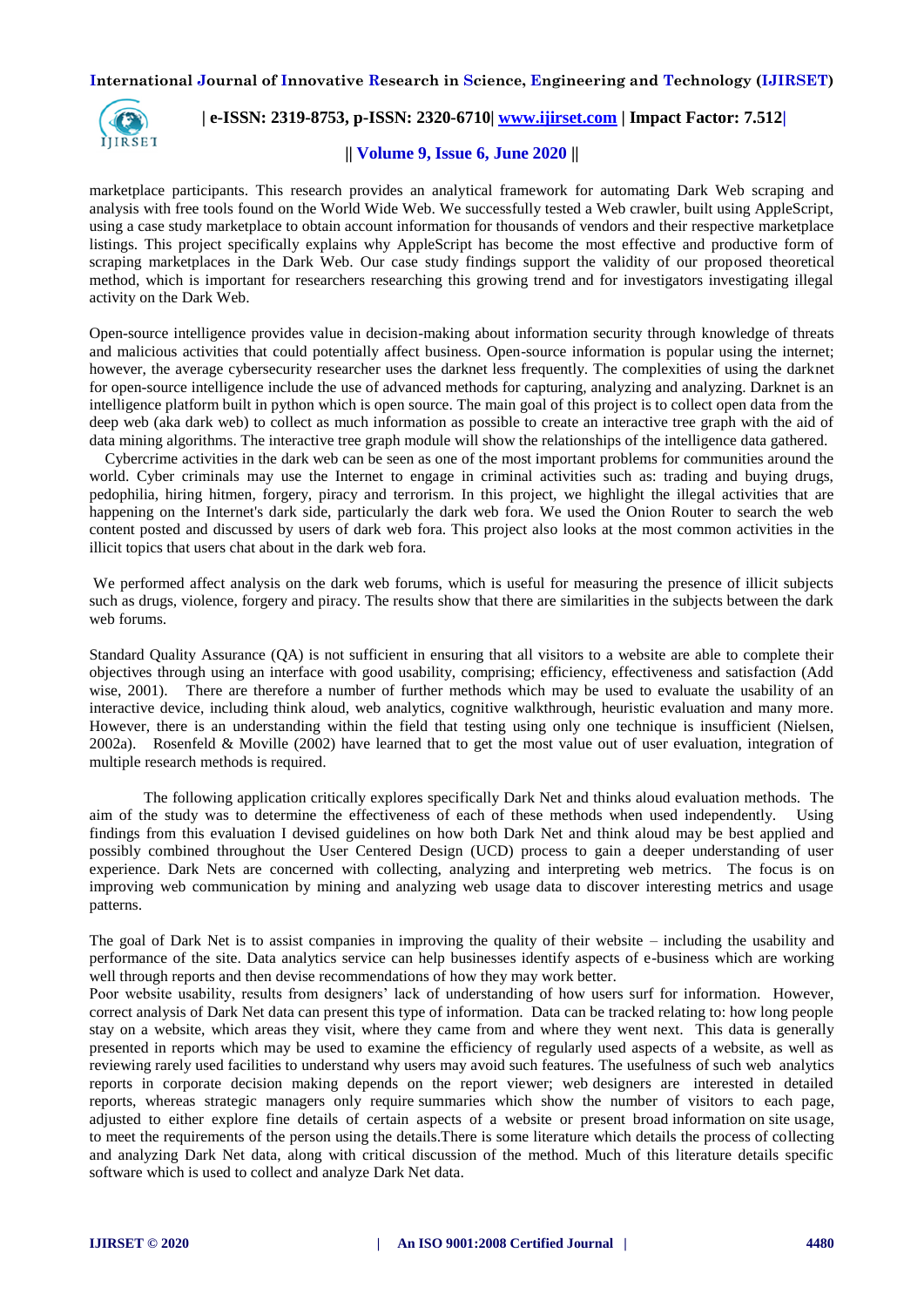marketplace participants. This research provides an analytical framework for automating Dark Web scraping and analysis with free tools found on the World Wide Web. We successfully tested a Web crawler, built using AppleScript, using a case study marketplace to obtain account information for thousands of vendors and their respective marketplace listings. This project specifically explains why AppleScript has become the most effective and productive form of scraping marketplaces in the Dark Web. Our case study findings support the validity of our proposed theoretical method, which is important for researchers researching this growing trend and for investigators investigating illegal activity on the Dark Web.

Open-source intelligence provides value in decision-making about information security through knowledge of threats and malicious activities that could potentially affect business. Open-source information is popular using the internet; however, the average cybersecurity researcher uses the darknet less frequently. The complexities of using the darknet for open-source intelligence include the use of advanced methods for capturing, analyzing and analyzing. Darknet is an intelligence platform built in python which is open source. The main goal of this project is to collect open data from the deep web (aka dark web) to collect as much information as possible to create an interactive tree graph with the aid of data mining algorithms. The interactive tree graph module will show the relationships of the intelligence data gathered.

Cybercrime activities in the dark web can be seen as one of the most important problems for communities around the world. Cyber criminals may use the Internet to engage in criminal activities such as: trading and buying drugs, pedophilia, hiring hitmen, forgery, piracy and terrorism. In this project, we highlight the illegal activities that are happening on the Internet's dark side, particularly the dark web fora. We used the Onion Router to search the web content posted and discussed by users of dark web fora. This project also looks at the most common activities in the illicit topics that users chat about in the dark web fora.

We performed affect analysis on the dark web forums, which is useful for measuring the presence of illicit subjects such as drugs, violence, forgery and piracy. The results show that there are similarities in the subjects between the dark web forums.

Standard Quality Assurance (QA) is not sufficient in ensuring that all visitors to a website are able to complete their objectives through using an interface with good usability, comprising; efficiency, effectiveness and satisfaction (Add wise, 2001). There are therefore a number of further methods which may be used to evaluate the usability of an interactive device, including think aloud, web analytics, cognitive walkthrough, heuristic evaluation and many more. However, there is an understanding within the field that testing using only one technique is insufficient (Nielsen, 2002a). Rosenfeld & Moville (2002) have learned that to get the most value out of user evaluation, integration of multiple research methods is required.

The following application critically explores specifically Dark Net and thinks aloud evaluation methods. The aim of the study was to determine the effectiveness of each of these methods when used independently. Using findings from this evaluation I devised guidelines on how both Dark Net and think aloud may be best applied and possibly combined throughout the User Centered Design (UCD) process to gain a deeper understanding of user experience. Dark Nets are concerned with collecting, analyzing and interpreting web metrics. The focus is on improving web communication by mining and analyzing web usage data to discover interesting metrics and usage patterns.

The goal of Dark Net is to assist companies in improving the quality of their website – including the usability and performance of the site. Data analytics service can help businesses identify aspects of e-business which are working well through reports and then devise recommendations of how they may work better.
Poor website usability, results from designers' lack of understanding of how users surf for information. However, correct analysis of Dark Net data can present this type of information. Data can be tracked relating to: how long people stay on a website, which areas they visit, where they came from and where they went next. This data is generally presented in reports which may be used to examine the efficiency of regularly used aspects of a website, as well as reviewing rarely used facilities to understand why users may avoid such features. The usefulness of such web analytics reports in corporate decision making depends on the report viewer; web designers are interested in detailed reports, whereas strategic managers only require summaries which show the number of visitors to each page, adjusted to either explore fine details of certain aspects of a website or present broad information on site usage, to meet the requirements of the person using the details.There is some literature which details the process of collecting and analyzing Dark Net data, along with critical discussion of the method. Much of this literature details specific software which is used to collect and analyze Dark Net data.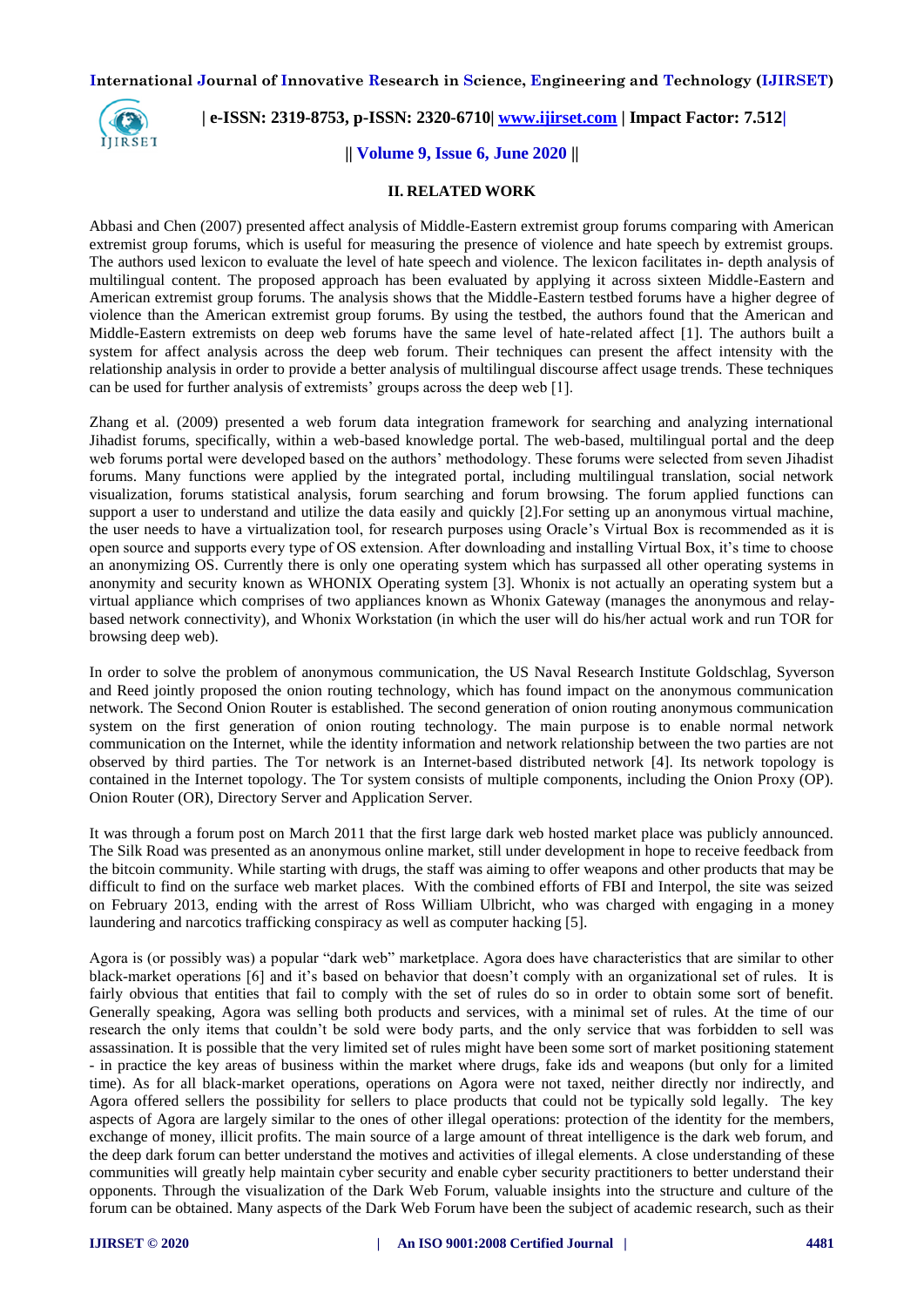## II. RELATED WORK

Abbasi and Chen (2007) presented affect analysis of Middle-Eastern extremist group forums comparing with American extremist group forums, which is useful for measuring the presence of violence and hate speech by extremist groups. The authors used lexicon to evaluate the level of hate speech and violence. The lexicon facilitates in- depth analysis of multilingual content. The proposed approach has been evaluated by applying it across sixteen Middle-Eastern and American extremist group forums. The analysis shows that the Middle-Eastern testbed forums have a higher degree of violence than the American extremist group forums. By using the testbed, the authors found that the American and Middle-Eastern extremists on deep web forums have the same level of hate-related affect [1]. The authors built a system for affect analysis across the deep web forum. Their techniques can present the affect intensity with the relationship analysis in order to provide a better analysis of multilingual discourse affect usage trends. These techniques can be used for further analysis of extremists' groups across the deep web [1].

Zhang et al. (2009) presented a web forum data integration framework for searching and analyzing international Jihadist forums, specifically, within a web-based knowledge portal. The web-based, multilingual portal and the deep web forums portal were developed based on the authors' methodology. These forums were selected from seven Jihadist forums. Many functions were applied by the integrated portal, including multilingual translation, social network visualization, forums statistical analysis, forum searching and forum browsing. The forum applied functions can support a user to understand and utilize the data easily and quickly [2].For setting up an anonymous virtual machine, the user needs to have a virtualization tool, for research purposes using Oracle's Virtual Box is recommended as it is open source and supports every type of OS extension. After downloading and installing Virtual Box, it's time to choose an anonymizing OS. Currently there is only one operating system which has surpassed all other operating systems in anonymity and security known as WHONIX Operating system [3]. Whonix is not actually an operating system but a virtual appliance which comprises of two appliances known as Whonix Gateway (manages the anonymous and relay-based network connectivity), and Whonix Workstation (in which the user will do his/her actual work and run TOR for browsing deep web).

In order to solve the problem of anonymous communication, the US Naval Research Institute Goldschlag, Syverson and Reed jointly proposed the onion routing technology, which has found impact on the anonymous communication network. The Second Onion Router is established. The second generation of onion routing anonymous communication system on the first generation of onion routing technology. The main purpose is to enable normal network communication on the Internet, while the identity information and network relationship between the two parties are not observed by third parties. The Tor network is an Internet-based distributed network [4]. Its network topology is contained in the Internet topology. The Tor system consists of multiple components, including the Onion Proxy (OP). Onion Router (OR), Directory Server and Application Server.

It was through a forum post on March 2011 that the first large dark web hosted market place was publicly announced. The Silk Road was presented as an anonymous online market, still under development in hope to receive feedback from the bitcoin community. While starting with drugs, the staff was aiming to offer weapons and other products that may be difficult to find on the surface web market places. With the combined efforts of FBI and Interpol, the site was seized on February 2013, ending with the arrest of Ross William Ulbricht, who was charged with engaging in a money laundering and narcotics trafficking conspiracy as well as computer hacking [5].

Agora is (or possibly was) a popular "dark web" marketplace. Agora does have characteristics that are similar to other black-market operations [6] and it's based on behavior that doesn't comply with an organizational set of rules. It is fairly obvious that entities that fail to comply with the set of rules do so in order to obtain some sort of benefit. Generally speaking, Agora was selling both products and services, with a minimal set of rules. At the time of our research the only items that couldn't be sold were body parts, and the only service that was forbidden to sell was assassination. It is possible that the very limited set of rules might have been some sort of market positioning statement - in practice the key areas of business within the market where drugs, fake ids and weapons (but only for a limited time). As for all black-market operations, operations on Agora were not taxed, neither directly nor indirectly, and Agora offered sellers the possibility for sellers to place products that could not be typically sold legally. The key aspects of Agora are largely similar to the ones of other illegal operations: protection of the identity for the members, exchange of money, illicit profits. The main source of a large amount of threat intelligence is the dark web forum, and the deep dark forum can better understand the motives and activities of illegal elements. A close understanding of these communities will greatly help maintain cyber security and enable cyber security practitioners to better understand their opponents. Through the visualization of the Dark Web Forum, valuable insights into the structure and culture of the forum can be obtained. Many aspects of the Dark Web Forum have been the subject of academic research, such as their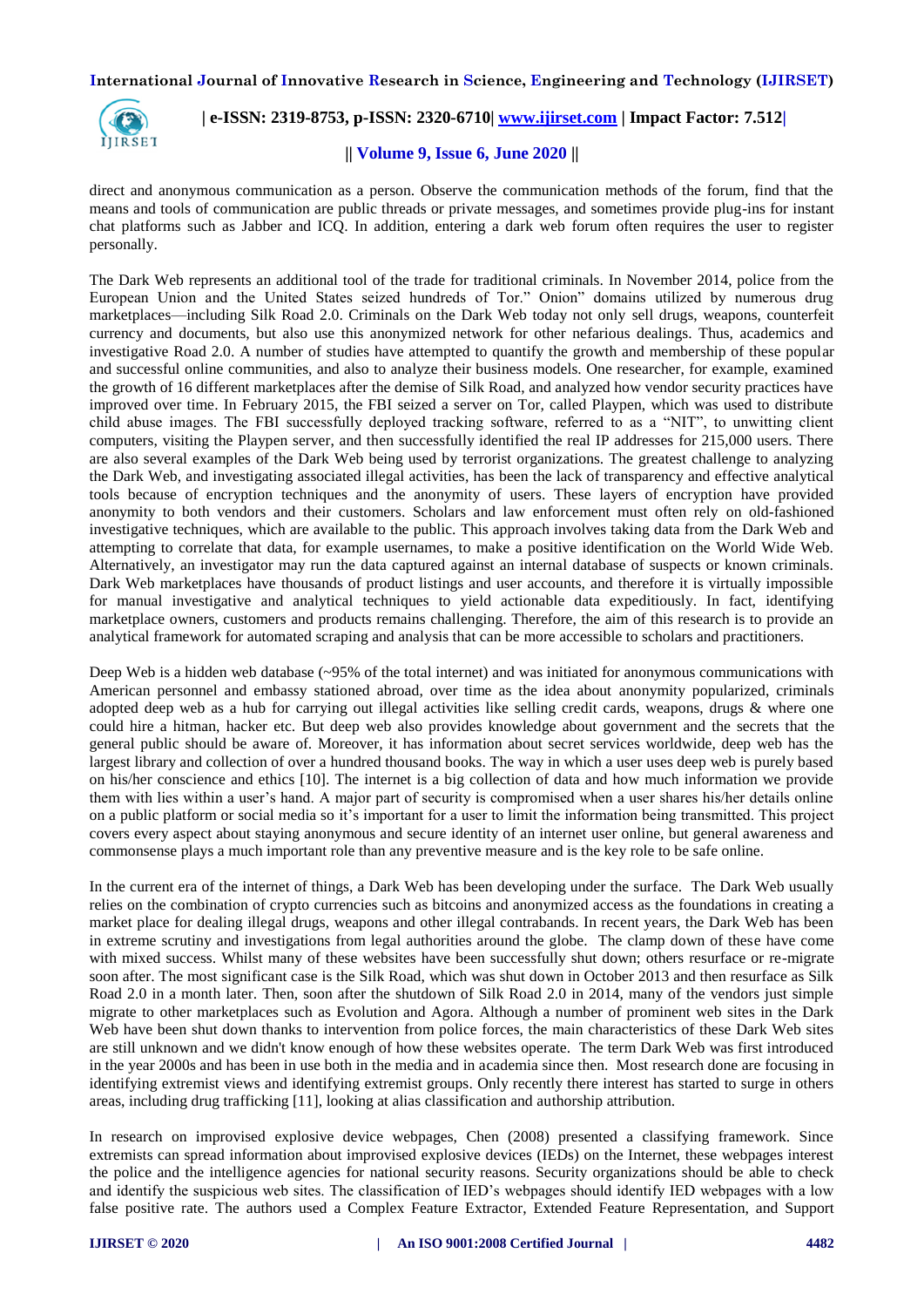direct and anonymous communication as a person. Observe the communication methods of the forum, find that the means and tools of communication are public threads or private messages, and sometimes provide plug-ins for instant chat platforms such as Jabber and ICQ. In addition, entering a dark web forum often requires the user to register personally.

The Dark Web represents an additional tool of the trade for traditional criminals. In November 2014, police from the European Union and the United States seized hundreds of Tor." Onion" domains utilized by numerous drug marketplaces—including Silk Road 2.0. Criminals on the Dark Web today not only sell drugs, weapons, counterfeit currency and documents, but also use this anonymized network for other nefarious dealings. Thus, academics and investigative Road 2.0. A number of studies have attempted to quantify the growth and membership of these popular and successful online communities, and also to analyze their business models. One researcher, for example, examined the growth of 16 different marketplaces after the demise of Silk Road, and analyzed how vendor security practices have improved over time. In February 2015, the FBI seized a server on Tor, called Playpen, which was used to distribute child abuse images. The FBI successfully deployed tracking software, referred to as a "NIT", to unwitting client computers, visiting the Playpen server, and then successfully identified the real IP addresses for 215,000 users. There are also several examples of the Dark Web being used by terrorist organizations. The greatest challenge to analyzing the Dark Web, and investigating associated illegal activities, has been the lack of transparency and effective analytical tools because of encryption techniques and the anonymity of users. These layers of encryption have provided anonymity to both vendors and their customers. Scholars and law enforcement must often rely on old-fashioned investigative techniques, which are available to the public. This approach involves taking data from the Dark Web and attempting to correlate that data, for example usernames, to make a positive identification on the World Wide Web. Alternatively, an investigator may run the data captured against an internal database of suspects or known criminals. Dark Web marketplaces have thousands of product listings and user accounts, and therefore it is virtually impossible for manual investigative and analytical techniques to yield actionable data expeditiously. In fact, identifying marketplace owners, customers and products remains challenging. Therefore, the aim of this research is to provide an analytical framework for automated scraping and analysis that can be more accessible to scholars and practitioners.

Deep Web is a hidden web database (~95% of the total internet) and was initiated for anonymous communications with American personnel and embassy stationed abroad, over time as the idea about anonymity popularized, criminals adopted deep web as a hub for carrying out illegal activities like selling credit cards, weapons, drugs & where one could hire a hitman, hacker etc. But deep web also provides knowledge about government and the secrets that the general public should be aware of. Moreover, it has information about secret services worldwide, deep web has the largest library and collection of over a hundred thousand books. The way in which a user uses deep web is purely based on his/her conscience and ethics [10]. The internet is a big collection of data and how much information we provide them with lies within a user's hand. A major part of security is compromised when a user shares his/her details online on a public platform or social media so it's important for a user to limit the information being transmitted. This project covers every aspect about staying anonymous and secure identity of an internet user online, but general awareness and commonsense plays a much important role than any preventive measure and is the key role to be safe online.

In the current era of the internet of things, a Dark Web has been developing under the surface. The Dark Web usually relies on the combination of crypto currencies such as bitcoins and anonymized access as the foundations in creating a market place for dealing illegal drugs, weapons and other illegal contrabands. In recent years, the Dark Web has been in extreme scrutiny and investigations from legal authorities around the globe. The clamp down of these have come with mixed success. Whilst many of these websites have been successfully shut down; others resurface or re-migrate soon after. The most significant case is the Silk Road, which was shut down in October 2013 and then resurface as Silk Road 2.0 in a month later. Then, soon after the shutdown of Silk Road 2.0 in 2014, many of the vendors just simple migrate to other marketplaces such as Evolution and Agora. Although a number of prominent web sites in the Dark Web have been shut down thanks to intervention from police forces, the main characteristics of these Dark Web sites are still unknown and we didn't know enough of how these websites operate. The term Dark Web was first introduced in the year 2000s and has been in use both in the media and in academia since then. Most research done are focusing in identifying extremist views and identifying extremist groups. Only recently there interest has started to surge in others areas, including drug trafficking [11], looking at alias classification and authorship attribution.

In research on improvised explosive device webpages, Chen (2008) presented a classifying framework. Since extremists can spread information about improvised explosive devices (IEDs) on the Internet, these webpages interest the police and the intelligence agencies for national security reasons. Security organizations should be able to check and identify the suspicious web sites. The classification of IED's webpages should identify IED webpages with a low false positive rate. The authors used a Complex Feature Extractor, Extended Feature Representation, and Support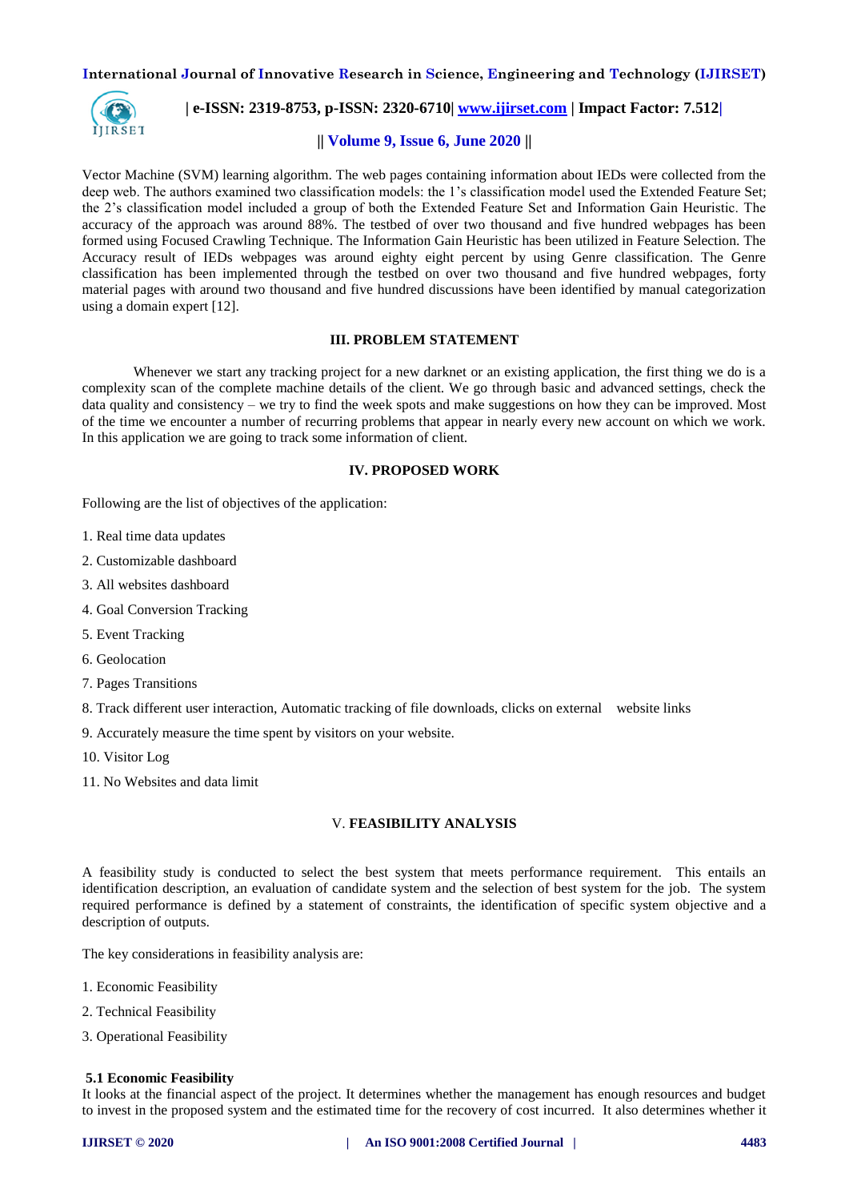Vector Machine (SVM) learning algorithm. The web pages containing information about IEDs were collected from the deep web. The authors examined two classification models: the 1's classification model used the Extended Feature Set; the 2's classification model included a group of both the Extended Feature Set and Information Gain Heuristic. The accuracy of the approach was around 88%. The testbed of over two thousand and five hundred webpages has been formed using Focused Crawling Technique. The Information Gain Heuristic has been utilized in Feature Selection. The Accuracy result of IEDs webpages was around eighty eight percent by using Genre classification. The Genre classification has been implemented through the testbed on over two thousand and five hundred webpages, forty material pages with around two thousand and five hundred discussions have been identified by manual categorization using a domain expert [12].

## III. PROBLEM STATEMENT

Whenever we start any tracking project for a new darknet or an existing application, the first thing we do is a complexity scan of the complete machine details of the client. We go through basic and advanced settings, check the data quality and consistency – we try to find the week spots and make suggestions on how they can be improved. Most of the time we encounter a number of recurring problems that appear in nearly every new account on which we work. In this application we are going to track some information of client.

## IV. PROPOSED WORK

Following are the list of objectives of the application:

1. Real time data updates
2. Customizable dashboard
3. All websites dashboard
4. Goal Conversion Tracking
5. Event Tracking
6. Geolocation
7. Pages Transitions
8. Track different user interaction, Automatic tracking of file downloads, clicks on external website links
9. Accurately measure the time spent by visitors on your website.
10. Visitor Log
11. No Websites and data limit

## V. FEASIBILITY ANALYSIS

A feasibility study is conducted to select the best system that meets performance requirement. This entails an identification description, an evaluation of candidate system and the selection of best system for the job. The system required performance is defined by a statement of constraints, the identification of specific system objective and a description of outputs.

The key considerations in feasibility analysis are:

1. Economic Feasibility
2. Technical Feasibility
3. Operational Feasibility

### 5.1 Economic Feasibility

It looks at the financial aspect of the project. It determines whether the management has enough resources and budget to invest in the proposed system and the estimated time for the recovery of cost incurred. It also determines whether it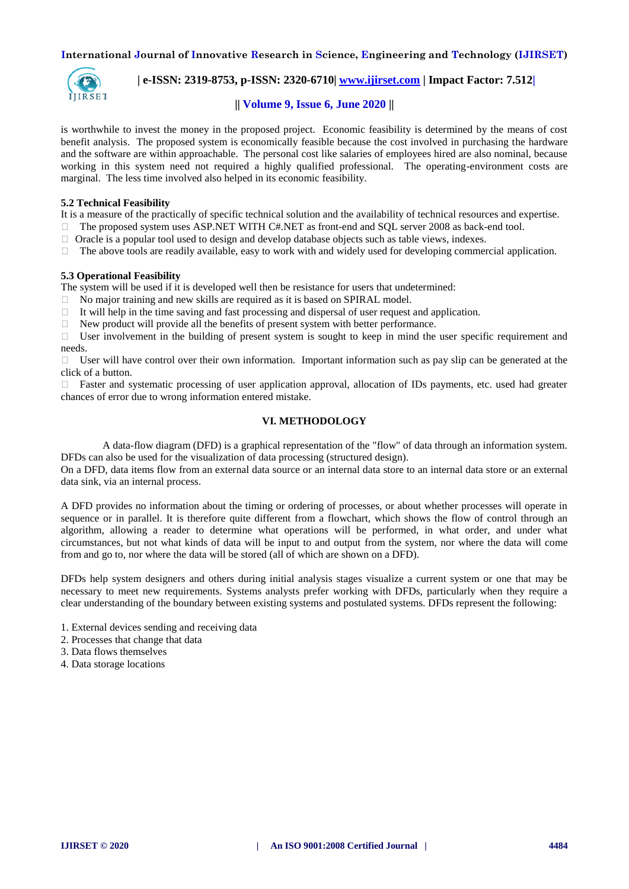is worthwhile to invest the money in the proposed project. Economic feasibility is determined by the means of cost benefit analysis. The proposed system is economically feasible because the cost involved in purchasing the hardware and the software are within approachable. The personal cost like salaries of employees hired are also nominal, because working in this system need not required a highly qualified professional. The operating-environment costs are marginal. The less time involved also helped in its economic feasibility.

### 5.2 Technical Feasibility

It is a measure of the practically of specific technical solution and the availability of technical resources and expertise.

- The proposed system uses ASP.NET WITH C#.NET as front-end and SQL server 2008 as back-end tool.
- Oracle is a popular tool used to design and develop database objects such as table views, indexes.
- The above tools are readily available, easy to work with and widely used for developing commercial application.

### 5.3 Operational Feasibility

The system will be used if it is developed well then be resistance for users that undetermined:

- No major training and new skills are required as it is based on SPIRAL model.
- It will help in the time saving and fast processing and dispersal of user request and application.
- New product will provide all the benefits of present system with better performance.
- User involvement in the building of present system is sought to keep in mind the user specific requirement and needs.
- User will have control over their own information. Important information such as pay slip can be generated at the click of a button.
- Faster and systematic processing of user application approval, allocation of IDs payments, etc. used had greater chances of error due to wrong information entered mistake.

## VI. METHODOLOGY

A data-flow diagram (DFD) is a graphical representation of the "flow" of data through an information system. DFDs can also be used for the visualization of data processing (structured design).
On a DFD, data items flow from an external data source or an internal data store to an internal data store or an external data sink, via an internal process.

A DFD provides no information about the timing or ordering of processes, or about whether processes will operate in sequence or in parallel. It is therefore quite different from a flowchart, which shows the flow of control through an algorithm, allowing a reader to determine what operations will be performed, in what order, and under what circumstances, but not what kinds of data will be input to and output from the system, nor where the data will come from and go to, nor where the data will be stored (all of which are shown on a DFD).

DFDs help system designers and others during initial analysis stages visualize a current system or one that may be necessary to meet new requirements. Systems analysts prefer working with DFDs, particularly when they require a clear understanding of the boundary between existing systems and postulated systems. DFDs represent the following:

1. External devices sending and receiving data
2. Processes that change that data
3. Data flows themselves
4. Data storage locations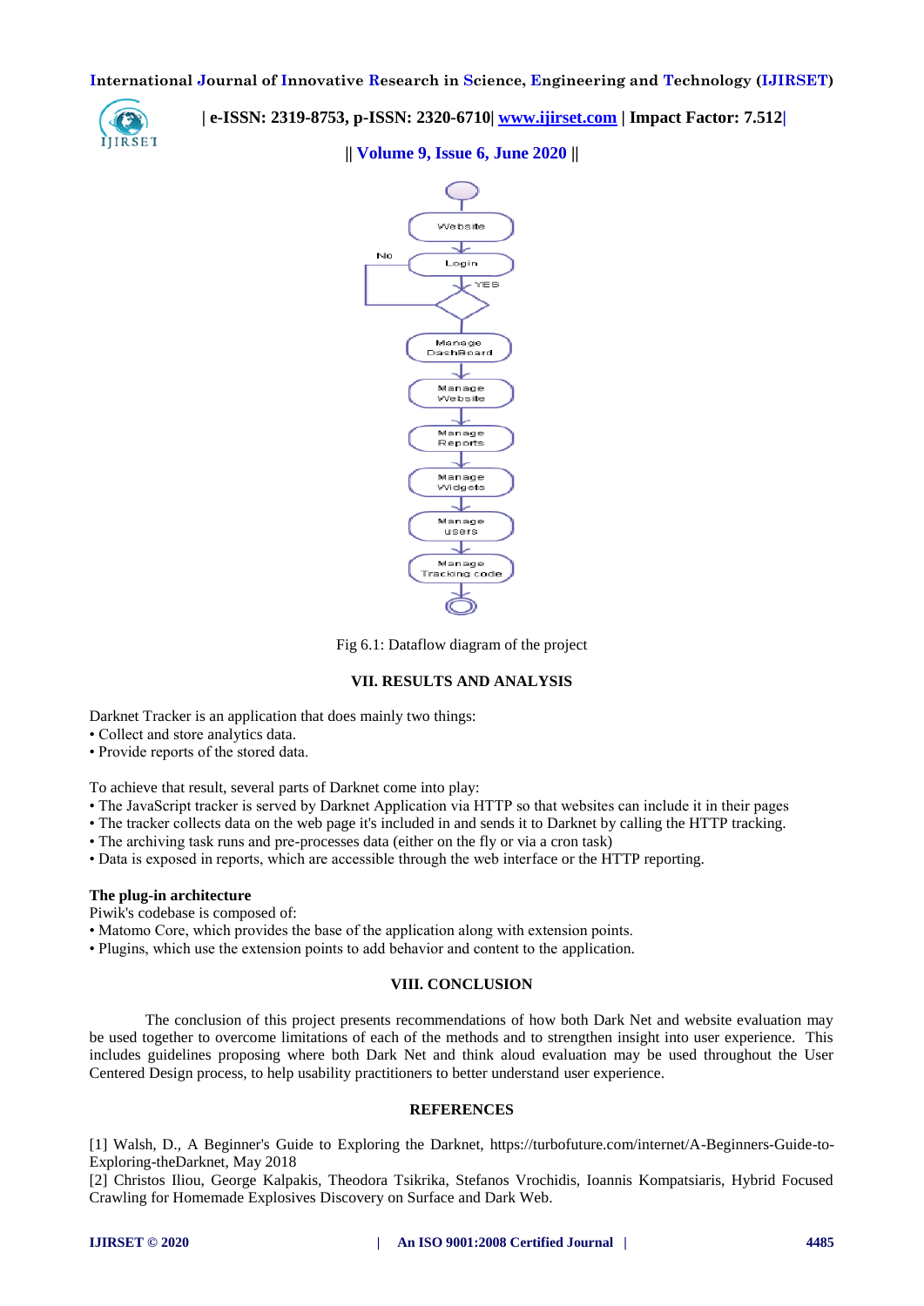Fig 6.1: Dataflow diagram of the project

## VII. RESULTS AND ANALYSIS

Darknet Tracker is an application that does mainly two things:

- Collect and store analytics data.
- Provide reports of the stored data.

To achieve that result, several parts of Darknet come into play:

- The JavaScript tracker is served by Darknet Application via HTTP so that websites can include it in their pages
- The tracker collects data on the web page it's included in and sends it to Darknet by calling the HTTP tracking.
- The archiving task runs and pre-processes data (either on the fly or via a cron task)
- Data is exposed in reports, which are accessible through the web interface or the HTTP reporting.

**The plug-in architecture**

Piwik's codebase is composed of:

- Matomo Core, which provides the base of the application along with extension points.
- Plugins, which use the extension points to add behavior and content to the application.

## VIII. CONCLUSION

The conclusion of this project presents recommendations of how both Dark Net and website evaluation may be used together to overcome limitations of each of the methods and to strengthen insight into user experience. This includes guidelines proposing where both Dark Net and think aloud evaluation may be used throughout the User Centered Design process, to help usability practitioners to better understand user experience.

## REFERENCES

[1] Walsh, D., A Beginner's Guide to Exploring the Darknet, https://turbofuture.com/internet/A-Beginners-Guide-to-Exploring-theDarknet, May 2018

[2] Christos Iliou, George Kalpakis, Theodora Tsikrika, Stefanos Vrochidis, Ioannis Kompatsiaris, Hybrid Focused Crawling for Homemade Explosives Discovery on Surface and Dark Web.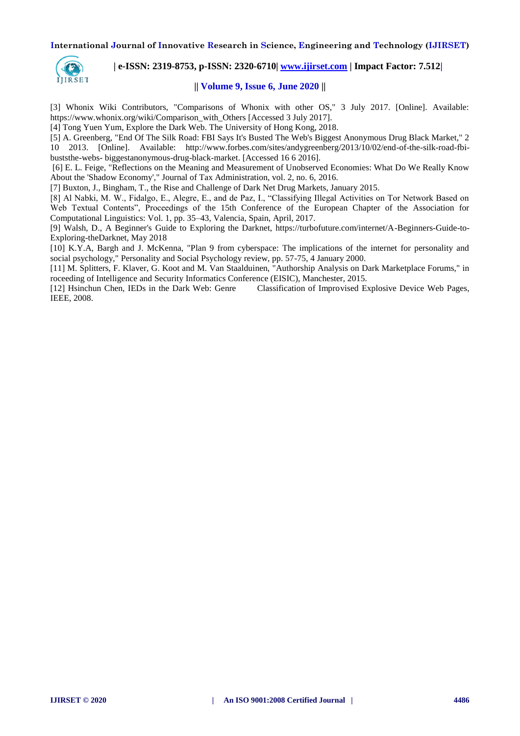[3] Whonix Wiki Contributors, "Comparisons of Whonix with other OS," 3 July 2017. [Online]. Available: https://www.whonix.org/wiki/Comparison_with_Others [Accessed 3 July 2017].

[4] Tong Yuen Yum, Explore the Dark Web. The University of Hong Kong, 2018.

[5] A. Greenberg, "End Of The Silk Road: FBI Says It's Busted The Web's Biggest Anonymous Drug Black Market," 2 10 2013. [Online]. Available: http://www.forbes.com/sites/andygreenberg/2013/10/02/end-of-the-silk-road-fbi-buststhe-webs- biggestanonymous-drug-black-market. [Accessed 16 6 2016].

[6] E. L. Feige, "Reflections on the Meaning and Measurement of Unobserved Economies: What Do We Really Know About the 'Shadow Economy'," Journal of Tax Administration, vol. 2, no. 6, 2016.

[7] Buxton, J., Bingham, T., the Rise and Challenge of Dark Net Drug Markets, January 2015.

[8] Al Nabki, M. W., Fidalgo, E., Alegre, E., and de Paz, I., "Classifying Illegal Activities on Tor Network Based on Web Textual Contents", Proceedings of the 15th Conference of the European Chapter of the Association for Computational Linguistics: Vol. 1, pp. 35–43, Valencia, Spain, April, 2017.

[9] Walsh, D., A Beginner's Guide to Exploring the Darknet, https://turbofuture.com/internet/A-Beginners-Guide-to-Exploring-theDarknet, May 2018

[10] K.Y.A, Bargh and J. McKenna, "Plan 9 from cyberspace: The implications of the internet for personality and social psychology," Personality and Social Psychology review, pp. 57-75, 4 January 2000.

[11] M. Splitters, F. Klaver, G. Koot and M. Van Staalduinen, "Authorship Analysis on Dark Marketplace Forums," in roceeding of Intelligence and Security Informatics Conference (EISIC), Manchester, 2015.

[12] Hsinchun Chen, IEDs in the Dark Web: Genre Classification of Improvised Explosive Device Web Pages, IEEE, 2008.